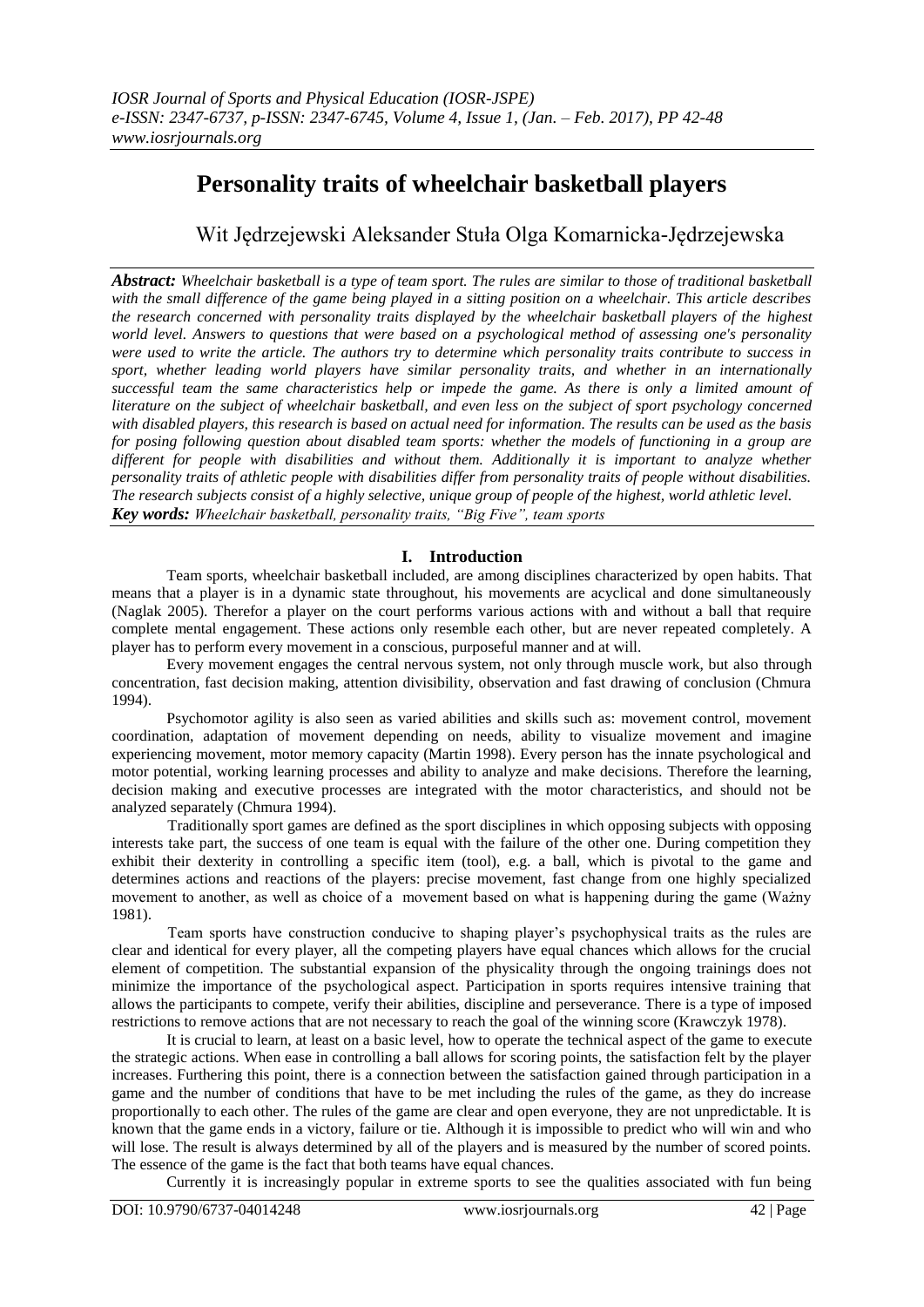# Personality traits of wheelchair basketball players

Wit Jędrzejewski Aleksander Stuła Olga Komarnicka-Jędrzejewska

***Abstract:*** *Wheelchair basketball is a type of team sport. The rules are similar to those of traditional basketball with the small difference of the game being played in a sitting position on a wheelchair. This article describes the research concerned with personality traits displayed by the wheelchair basketball players of the highest world level. Answers to questions that were based on a psychological method of assessing one's personality were used to write the article. The authors try to determine which personality traits contribute to success in sport, whether leading world players have similar personality traits, and whether in an internationally successful team the same characteristics help or impede the game. As there is only a limited amount of literature on the subject of wheelchair basketball, and even less on the subject of sport psychology concerned with disabled players, this research is based on actual need for information. The results can be used as the basis for posing following question about disabled team sports: whether the models of functioning in a group are different for people with disabilities and without them. Additionally it is important to analyze whether personality traits of athletic people with disabilities differ from personality traits of people without disabilities. The research subjects consist of a highly selective, unique group of people of the highest, world athletic level.*

***Key words:*** *Wheelchair basketball, personality traits, "Big Five", team sports*

## I. Introduction

Team sports, wheelchair basketball included, are among disciplines characterized by open habits. That means that a player is in a dynamic state throughout, his movements are acyclical and done simultaneously (Naglak 2005). Therefor a player on the court performs various actions with and without a ball that require complete mental engagement. These actions only resemble each other, but are never repeated completely. A player has to perform every movement in a conscious, purposeful manner and at will.

Every movement engages the central nervous system, not only through muscle work, but also through concentration, fast decision making, attention divisibility, observation and fast drawing of conclusion (Chmura 1994).

Psychomotor agility is also seen as varied abilities and skills such as: movement control, movement coordination, adaptation of movement depending on needs, ability to visualize movement and imagine experiencing movement, motor memory capacity (Martin 1998). Every person has the innate psychological and motor potential, working learning processes and ability to analyze and make decisions. Therefore the learning, decision making and executive processes are integrated with the motor characteristics, and should not be analyzed separately (Chmura 1994).

Traditionally sport games are defined as the sport disciplines in which opposing subjects with opposing interests take part, the success of one team is equal with the failure of the other one. During competition they exhibit their dexterity in controlling a specific item (tool), e.g. a ball, which is pivotal to the game and determines actions and reactions of the players: precise movement, fast change from one highly specialized movement to another, as well as choice of a movement based on what is happening during the game (Ważny 1981).

Team sports have construction conducive to shaping player's psychophysical traits as the rules are clear and identical for every player, all the competing players have equal chances which allows for the crucial element of competition. The substantial expansion of the physicality through the ongoing trainings does not minimize the importance of the psychological aspect. Participation in sports requires intensive training that allows the participants to compete, verify their abilities, discipline and perseverance. There is a type of imposed restrictions to remove actions that are not necessary to reach the goal of the winning score (Krawczyk 1978).

It is crucial to learn, at least on a basic level, how to operate the technical aspect of the game to execute the strategic actions. When ease in controlling a ball allows for scoring points, the satisfaction felt by the player increases. Furthering this point, there is a connection between the satisfaction gained through participation in a game and the number of conditions that have to be met including the rules of the game, as they do increase proportionally to each other. The rules of the game are clear and open everyone, they are not unpredictable. It is known that the game ends in a victory, failure or tie. Although it is impossible to predict who will win and who will lose. The result is always determined by all of the players and is measured by the number of scored points. The essence of the game is the fact that both teams have equal chances.

Currently it is increasingly popular in extreme sports to see the qualities associated with fun being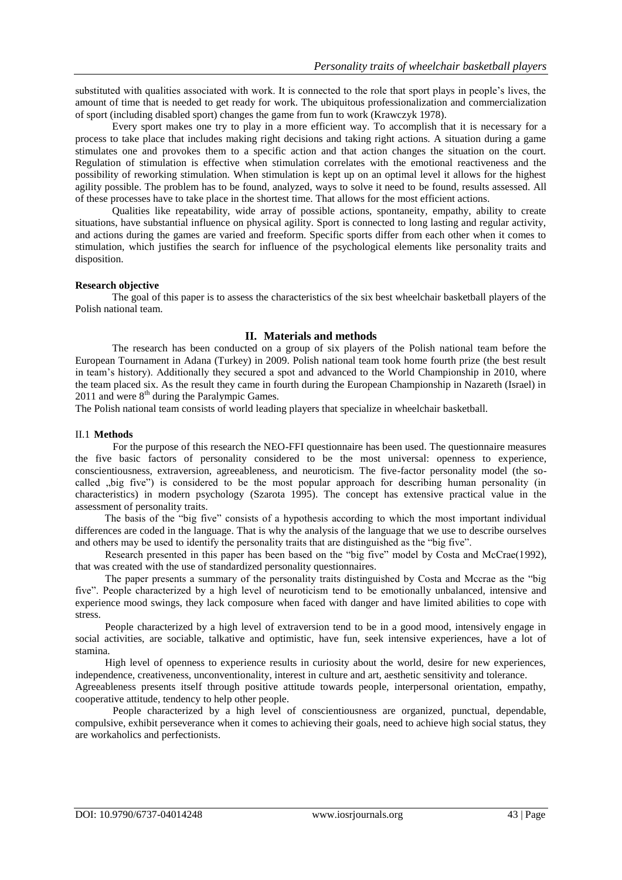substituted with qualities associated with work. It is connected to the role that sport plays in people's lives, the amount of time that is needed to get ready for work. The ubiquitous professionalization and commercialization of sport (including disabled sport) changes the game from fun to work (Krawczyk 1978).

Every sport makes one try to play in a more efficient way. To accomplish that it is necessary for a process to take place that includes making right decisions and taking right actions. A situation during a game stimulates one and provokes them to a specific action and that action changes the situation on the court. Regulation of stimulation is effective when stimulation correlates with the emotional reactiveness and the possibility of reworking stimulation. When stimulation is kept up on an optimal level it allows for the highest agility possible. The problem has to be found, analyzed, ways to solve it need to be found, results assessed. All of these processes have to take place in the shortest time. That allows for the most efficient actions.

Qualities like repeatability, wide array of possible actions, spontaneity, empathy, ability to create situations, have substantial influence on physical agility. Sport is connected to long lasting and regular activity, and actions during the games are varied and freeform. Specific sports differ from each other when it comes to stimulation, which justifies the search for influence of the psychological elements like personality traits and disposition.

**Research objective**

The goal of this paper is to assess the characteristics of the six best wheelchair basketball players of the Polish national team.

## II. Materials and methods

The research has been conducted on a group of six players of the Polish national team before the European Tournament in Adana (Turkey) in 2009. Polish national team took home fourth prize (the best result in team's history). Additionally they secured a spot and advanced to the World Championship in 2010, where the team placed six. As the result they came in fourth during the European Championship in Nazareth (Israel) in 2011 and were 8th during the Paralympic Games.

The Polish national team consists of world leading players that specialize in wheelchair basketball.

### II.1 Methods

For the purpose of this research the NEO-FFI questionnaire has been used. The questionnaire measures the five basic factors of personality considered to be the most universal: openness to experience, conscientiousness, extraversion, agreeableness, and neuroticism. The five-factor personality model (the so-called „big five") is considered to be the most popular approach for describing human personality (in characteristics) in modern psychology (Szarota 1995). The concept has extensive practical value in the assessment of personality traits.

The basis of the "big five" consists of a hypothesis according to which the most important individual differences are coded in the language. That is why the analysis of the language that we use to describe ourselves and others may be used to identify the personality traits that are distinguished as the "big five".

Research presented in this paper has been based on the "big five" model by Costa and McCrae(1992), that was created with the use of standardized personality questionnaires.

The paper presents a summary of the personality traits distinguished by Costa and Mccrae as the "big five". People characterized by a high level of neuroticism tend to be emotionally unbalanced, intensive and experience mood swings, they lack composure when faced with danger and have limited abilities to cope with stress.

People characterized by a high level of extraversion tend to be in a good mood, intensively engage in social activities, are sociable, talkative and optimistic, have fun, seek intensive experiences, have a lot of stamina.

High level of openness to experience results in curiosity about the world, desire for new experiences, independence, creativeness, unconventionality, interest in culture and art, aesthetic sensitivity and tolerance.

Agreeableness presents itself through positive attitude towards people, interpersonal orientation, empathy, cooperative attitude, tendency to help other people.

People characterized by a high level of conscientiousness are organized, punctual, dependable, compulsive, exhibit perseverance when it comes to achieving their goals, need to achieve high social status, they are workaholics and perfectionists.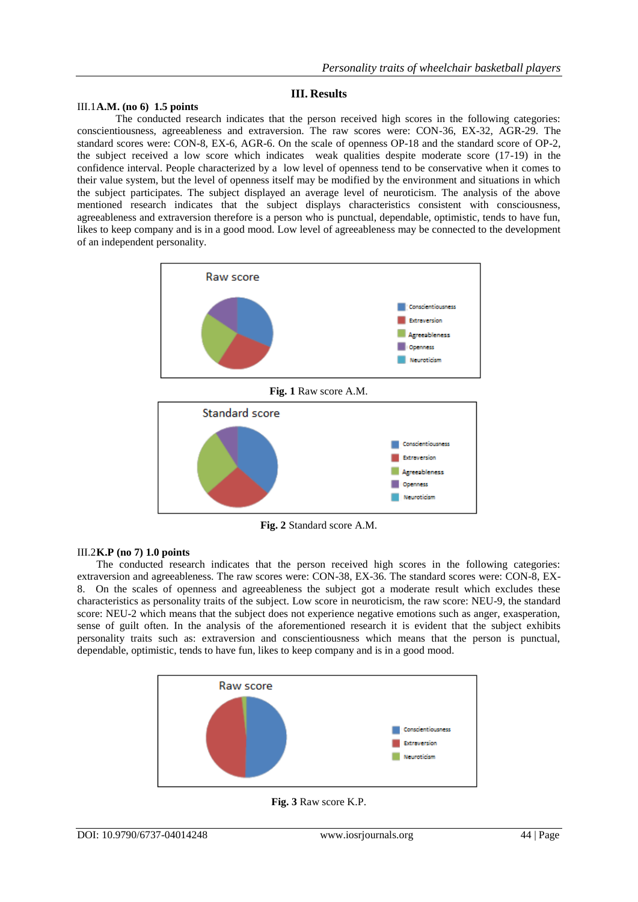## III. Results

III.1**A.M. (no 6) 1.5 points**

The conducted research indicates that the person received high scores in the following categories: conscientiousness, agreeableness and extraversion. The raw scores were: CON-36, EX-32, AGR-29. The standard scores were: CON-8, EX-6, AGR-6. On the scale of openness OP-18 and the standard score of OP-2, the subject received a low score which indicates weak qualities despite moderate score (17-19) in the confidence interval. People characterized by a low level of openness tend to be conservative when it comes to their value system, but the level of openness itself may be modified by the environment and situations in which the subject participates. The subject displayed an average level of neuroticism. The analysis of the above mentioned research indicates that the subject displays characteristics consistent with consciousness, agreeableness and extraversion therefore is a person who is punctual, dependable, optimistic, tends to have fun, likes to keep company and is in a good mood. Low level of agreeableness may be connected to the development of an independent personality.

**Fig. 1** Raw score A.M.

**Fig. 2** Standard score A.M.

III.2**K.P (no 7) 1.0 points**

The conducted research indicates that the person received high scores in the following categories: extraversion and agreeableness. The raw scores were: CON-38, EX-36. The standard scores were: CON-8, EX-8. On the scales of openness and agreeableness the subject got a moderate result which excludes these characteristics as personality traits of the subject. Low score in neuroticism, the raw score: NEU-9, the standard score: NEU-2 which means that the subject does not experience negative emotions such as anger, exasperation, sense of guilt often. In the analysis of the aforementioned research it is evident that the subject exhibits personality traits such as: extraversion and conscientiousness which means that the person is punctual, dependable, optimistic, tends to have fun, likes to keep company and is in a good mood.

**Fig. 3** Raw score K.P.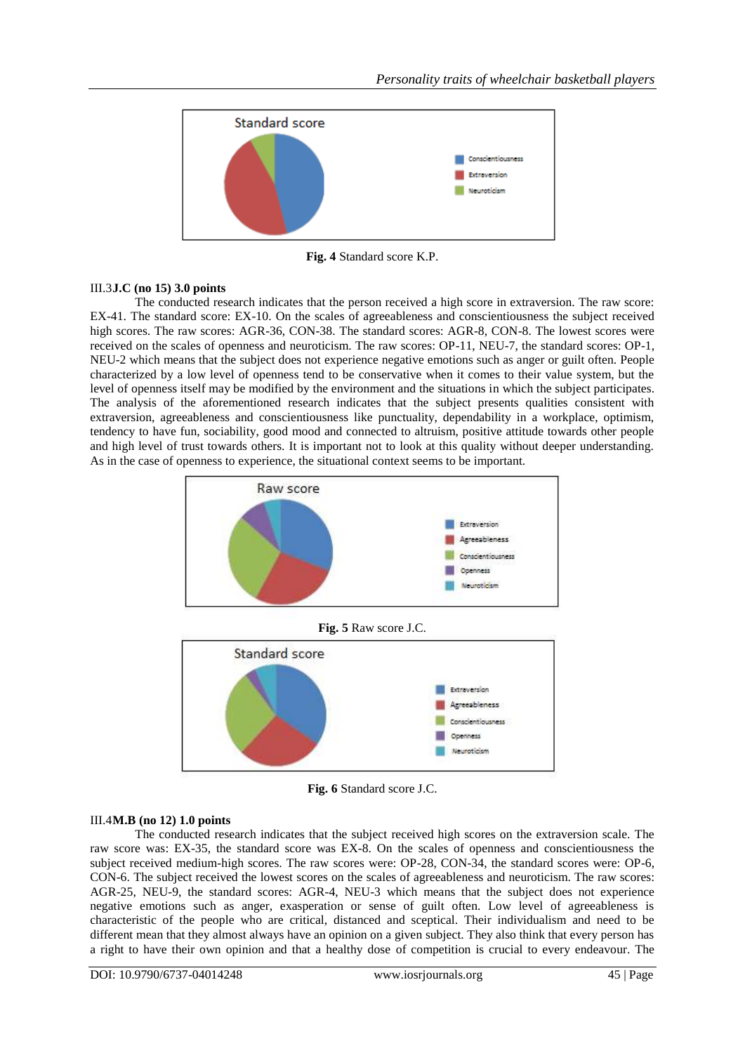Fig. 4 Standard score K.P.

### III.3 J.C (no 15) 3.0 points

The conducted research indicates that the person received a high score in extraversion. The raw score: EX-41. The standard score: EX-10. On the scales of agreeableness and conscientiousness the subject received high scores. The raw scores: AGR-36, CON-38. The standard scores: AGR-8, CON-8. The lowest scores were received on the scales of openness and neuroticism. The raw scores: OP-11, NEU-7, the standard scores: OP-1, NEU-2 which means that the subject does not experience negative emotions such as anger or guilt often. People characterized by a low level of openness tend to be conservative when it comes to their value system, but the level of openness itself may be modified by the environment and the situations in which the subject participates. The analysis of the aforementioned research indicates that the subject presents qualities consistent with extraversion, agreeableness and conscientiousness like punctuality, dependability in a workplace, optimism, tendency to have fun, sociability, good mood and connected to altruism, positive attitude towards other people and high level of trust towards others. It is important not to look at this quality without deeper understanding. As in the case of openness to experience, the situational context seems to be important.

**Fig. 5** Raw score J.C.

**Fig. 6** Standard score J.C.

### III.4 M.B (no 12) 1.0 points

The conducted research indicates that the subject received high scores on the extraversion scale. The raw score was: EX-35, the standard score was EX-8. On the scales of openness and conscientiousness the subject received medium-high scores. The raw scores were: OP-28, CON-34, the standard scores were: OP-6, CON-6. The subject received the lowest scores on the scales of agreeableness and neuroticism. The raw scores: AGR-25, NEU-9, the standard scores: AGR-4, NEU-3 which means that the subject does not experience negative emotions such as anger, exasperation or sense of guilt often. Low level of agreeableness is characteristic of the people who are critical, distanced and sceptical. Their individualism and need to be different mean that they almost always have an opinion on a given subject. They also think that every person has a right to have their own opinion and that a healthy dose of competition is crucial to every endeavour. The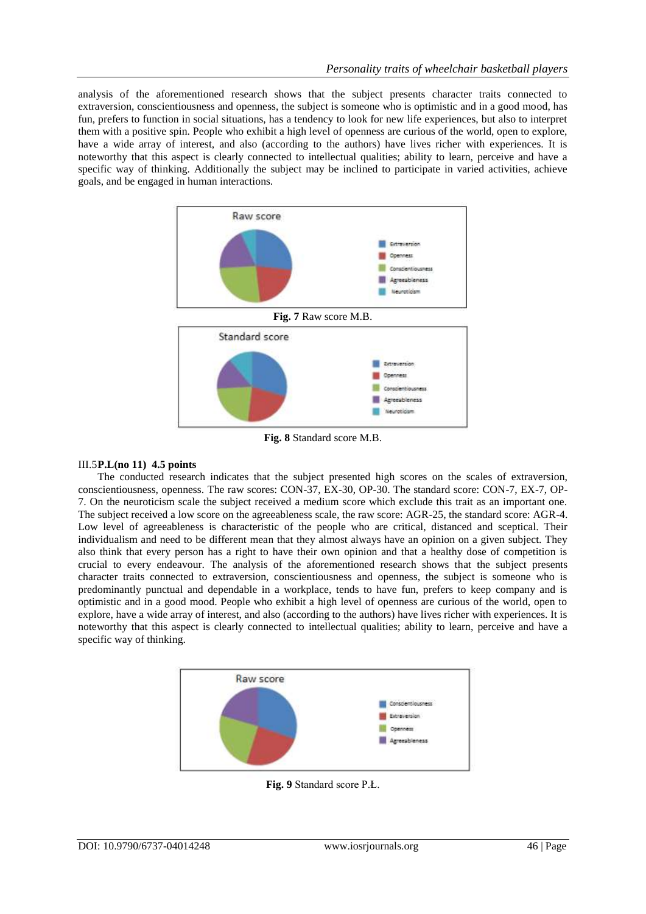analysis of the aforementioned research shows that the subject presents character traits connected to extraversion, conscientiousness and openness, the subject is someone who is optimistic and in a good mood, has fun, prefers to function in social situations, has a tendency to look for new life experiences, but also to interpret them with a positive spin. People who exhibit a high level of openness are curious of the world, open to explore, have a wide array of interest, and also (according to the authors) have lives richer with experiences. It is noteworthy that this aspect is clearly connected to intellectual qualities; ability to learn, perceive and have a specific way of thinking. Additionally the subject may be inclined to participate in varied activities, achieve goals, and be engaged in human interactions.

**Fig. 7** Raw score M.B.

**Fig. 8** Standard score M.B.

### III.5 **P.L(no 11) 4.5 points**

The conducted research indicates that the subject presented high scores on the scales of extraversion, conscientiousness, openness. The raw scores: CON-37, EX-30, OP-30. The standard score: CON-7, EX-7, OP-7. On the neuroticism scale the subject received a medium score which exclude this trait as an important one. The subject received a low score on the agreeableness scale, the raw score: AGR-25, the standard score: AGR-4. Low level of agreeableness is characteristic of the people who are critical, distanced and sceptical. Their individualism and need to be different mean that they almost always have an opinion on a given subject. They also think that every person has a right to have their own opinion and that a healthy dose of competition is crucial to every endeavour. The analysis of the aforementioned research shows that the subject presents character traits connected to extraversion, conscientiousness and openness, the subject is someone who is predominantly punctual and dependable in a workplace, tends to have fun, prefers to keep company and is optimistic and in a good mood. People who exhibit a high level of openness are curious of the world, open to explore, have a wide array of interest, and also (according to the authors) have lives richer with experiences. It is noteworthy that this aspect is clearly connected to intellectual qualities; ability to learn, perceive and have a specific way of thinking.

**Fig. 9** Standard score P.Ł.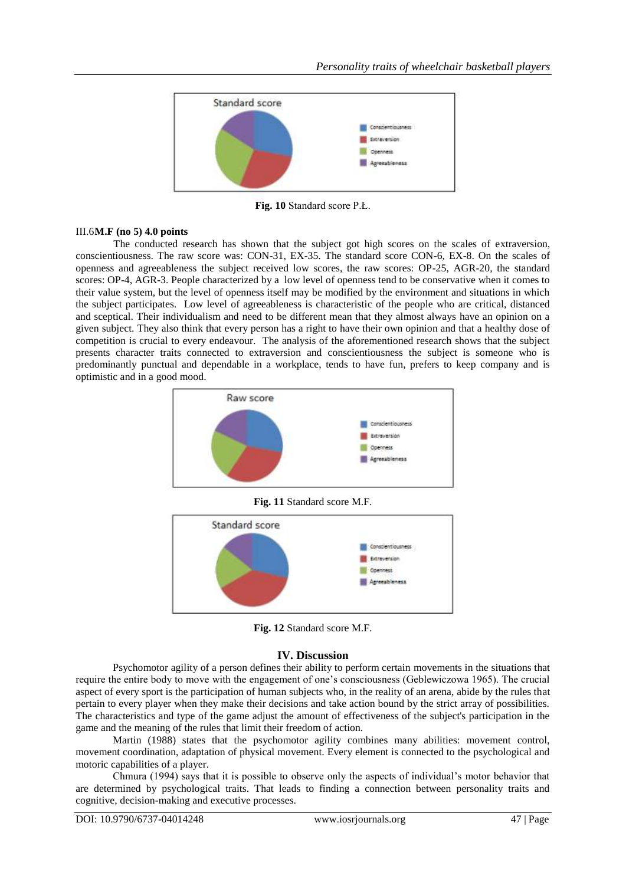**Fig. 10** Standard score P.Ł.

### III.6 **M.F (no 5) 4.0 points**

The conducted research has shown that the subject got high scores on the scales of extraversion, conscientiousness. The raw score was: CON-31, EX-35. The standard score CON-6, EX-8. On the scales of openness and agreeableness the subject received low scores, the raw scores: OP-25, AGR-20, the standard scores: OP-4, AGR-3. People characterized by a low level of openness tend to be conservative when it comes to their value system, but the level of openness itself may be modified by the environment and situations in which the subject participates. Low level of agreeableness is characteristic of the people who are critical, distanced and sceptical. Their individualism and need to be different mean that they almost always have an opinion on a given subject. They also think that every person has a right to have their own opinion and that a healthy dose of competition is crucial to every endeavour. The analysis of the aforementioned research shows that the subject presents character traits connected to extraversion and conscientiousness the subject is someone who is predominantly punctual and dependable in a workplace, tends to have fun, prefers to keep company and is optimistic and in a good mood.

**Fig. 11** Standard score M.F.

**Fig. 12** Standard score M.F.

## IV. Discussion

Psychomotor agility of a person defines their ability to perform certain movements in the situations that require the entire body to move with the engagement of one's consciousness (Geblewiczowa 1965). The crucial aspect of every sport is the participation of human subjects who, in the reality of an arena, abide by the rules that pertain to every player when they make their decisions and take action bound by the strict array of possibilities. The characteristics and type of the game adjust the amount of effectiveness of the subject's participation in the game and the meaning of the rules that limit their freedom of action.

Martin (1988) states that the psychomotor agility combines many abilities: movement control, movement coordination, adaptation of physical movement. Every element is connected to the psychological and motoric capabilities of a player.

Chmura (1994) says that it is possible to observe only the aspects of individual's motor behavior that are determined by psychological traits. That leads to finding a connection between personality traits and cognitive, decision-making and executive processes.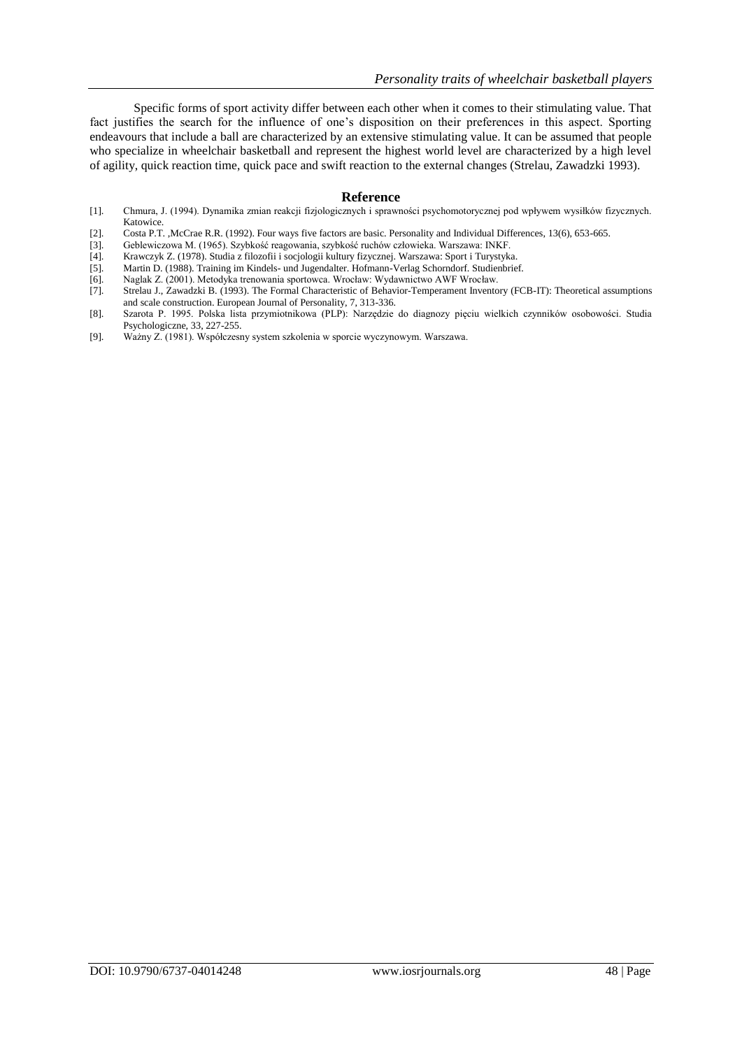Specific forms of sport activity differ between each other when it comes to their stimulating value. That fact justifies the search for the influence of one's disposition on their preferences in this aspect. Sporting endeavours that include a ball are characterized by an extensive stimulating value. It can be assumed that people who specialize in wheelchair basketball and represent the highest world level are characterized by a high level of agility, quick reaction time, quick pace and swift reaction to the external changes (Strelau, Zawadzki 1993).

## Reference

[1]. Chmura, J. (1994). Dynamika zmian reakcji fizjologicznych i sprawności psychomotorycznej pod wpływem wysiłków fizycznych. Katowice.

[2]. Costa P.T. ,McCrae R.R. (1992). Four ways five factors are basic. Personality and Individual Differences, 13(6), 653-665.

[3]. Geblewiczowa M. (1965). Szybkość reagowania, szybkość ruchów człowieka. Warszawa: INKF.

[4]. Krawczyk Z. (1978). Studia z filozofii i socjologii kultury fizycznej. Warszawa: Sport i Turystyka.

[5]. Martin D. (1988). Training im Kindels- und Jugendalter. Hofmann-Verlag Schorndorf. Studienbrief.

[6]. Naglak Z. (2001). Metodyka trenowania sportowca. Wrocław: Wydawnictwo AWF Wrocław.

[7]. Strelau J., Zawadzki B. (1993). The Formal Characteristic of Behavior-Temperament Inventory (FCB-IT): Theoretical assumptions and scale construction. European Journal of Personality, 7, 313-336.

[8]. Szarota P. 1995. Polska lista przymiotnikowa (PLP): Narzędzie do diagnozy pięciu wielkich czynników osobowości. Studia Psychologiczne, 33, 227-255.

[9]. Ważny Z. (1981). Współczesny system szkolenia w sporcie wyczynowym. Warszawa.